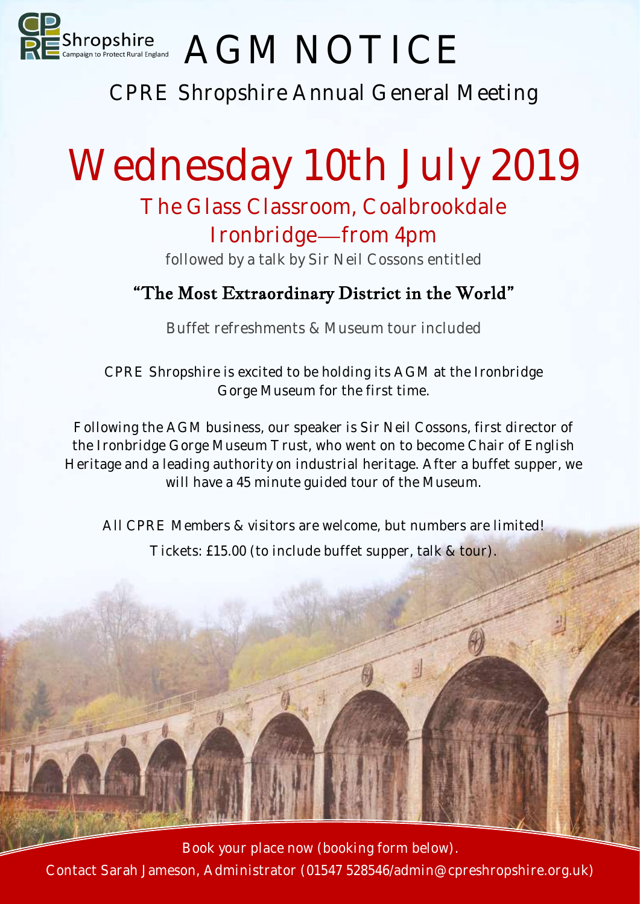CPRE Shropshire
Campaign to Protect Rural England

# AGM NOTICE

## CPRE Shropshire Annual General Meeting

# Wednesday 10th July 2019

## The Glass Classroom, Coalbrookdale Ironbridge—from 4pm

followed by a talk by Sir Neil Cossons entitled

### "The Most Extraordinary District in the World"

Buffet refreshments & Museum tour included

CPRE Shropshire is excited to be holding its AGM at the Ironbridge Gorge Museum for the first time.

Following the AGM business, our speaker is Sir Neil Cossons, first director of the Ironbridge Gorge Museum Trust, who went on to become Chair of English Heritage and a leading authority on industrial heritage. After a buffet supper, we will have a 45 minute guided tour of the Museum.

All CPRE Members & visitors are welcome, but numbers are limited!

Tickets: £15.00 (to include buffet supper, talk & tour).

Book your place now (booking form below).

Contact Sarah Jameson, Administrator (01547 528546/admin@cpreshropshire.org.uk)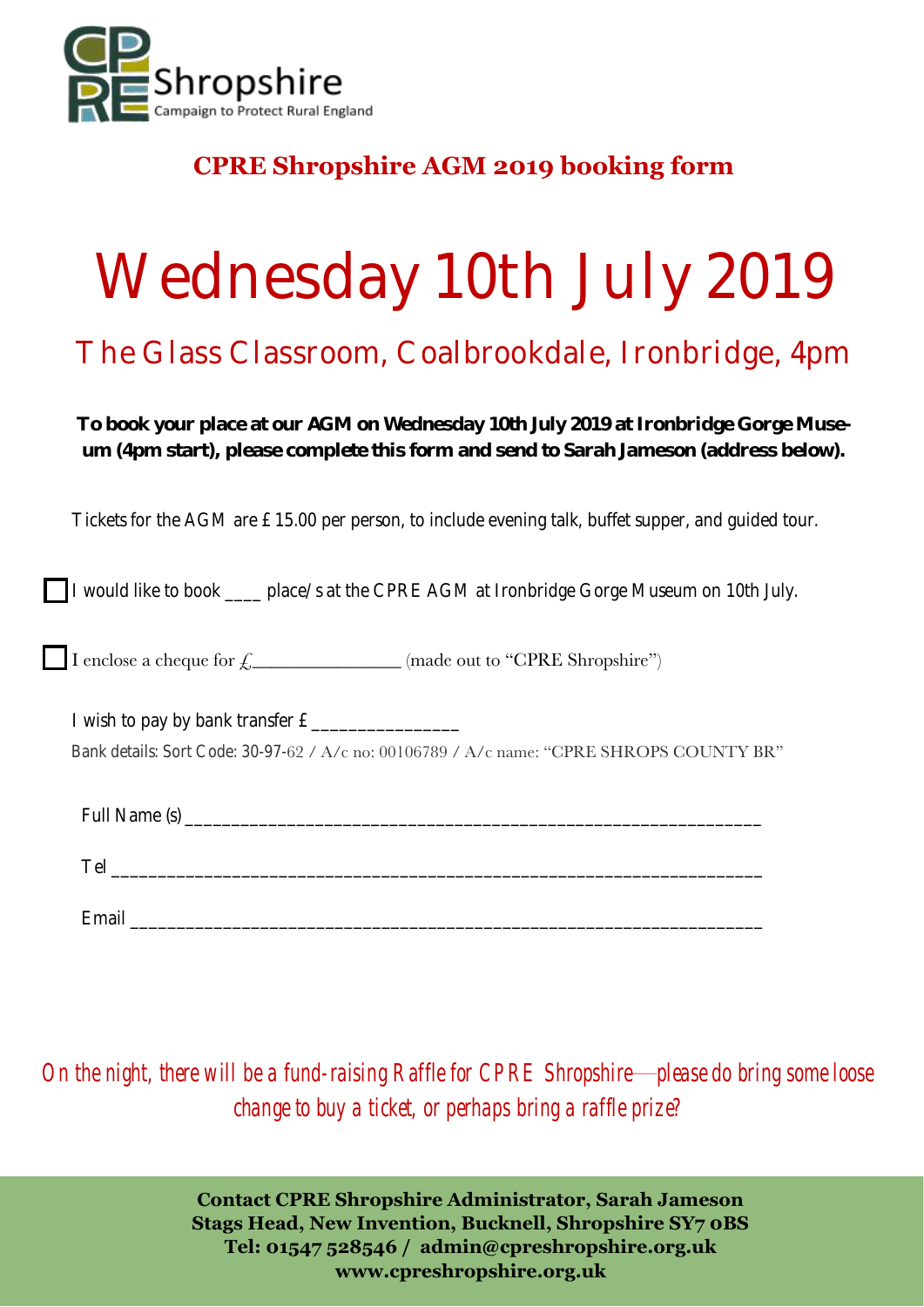CPRE Shropshire
Campaign to Protect Rural England

## CPRE Shropshire AGM 2019 booking form

# Wednesday 10th July 2019

## The Glass Classroom, Coalbrookdale, Ironbridge, 4pm

**To book your place at our AGM on Wednesday 10th July 2019 at Ironbridge Gorge Museum (4pm start), please complete this form and send to Sarah Jameson (address below).**

Tickets for the AGM are £15.00 per person, to include evening talk, buffet supper, and guided tour.

☐ I would like to book ____ place/s at the CPRE AGM at Ironbridge Gorge Museum on 10th July.

☐ I enclose a cheque for £_______________ (made out to "CPRE Shropshire")

I wish to pay by bank transfer £ _______________

Bank details: Sort Code: 30-97-62 / A/c no: 00106789 / A/c name: "CPRE SHROPS COUNTY BR"

Full Name (s) ____________________________________________________________

Tel ____________________________________________________________

Email ____________________________________________________________

*On the night, there will be a fund-raising Raffle for CPRE Shropshire—please do bring some loose change to buy a ticket, or perhaps bring a raffle prize?*

**Contact CPRE Shropshire Administrator, Sarah Jameson**
**Stags Head, New Invention, Bucknell, Shropshire SY7 0BS**
**Tel: 01547 528546 / admin@cpreshropshire.org.uk**
**www.cpreshropshire.org.uk**